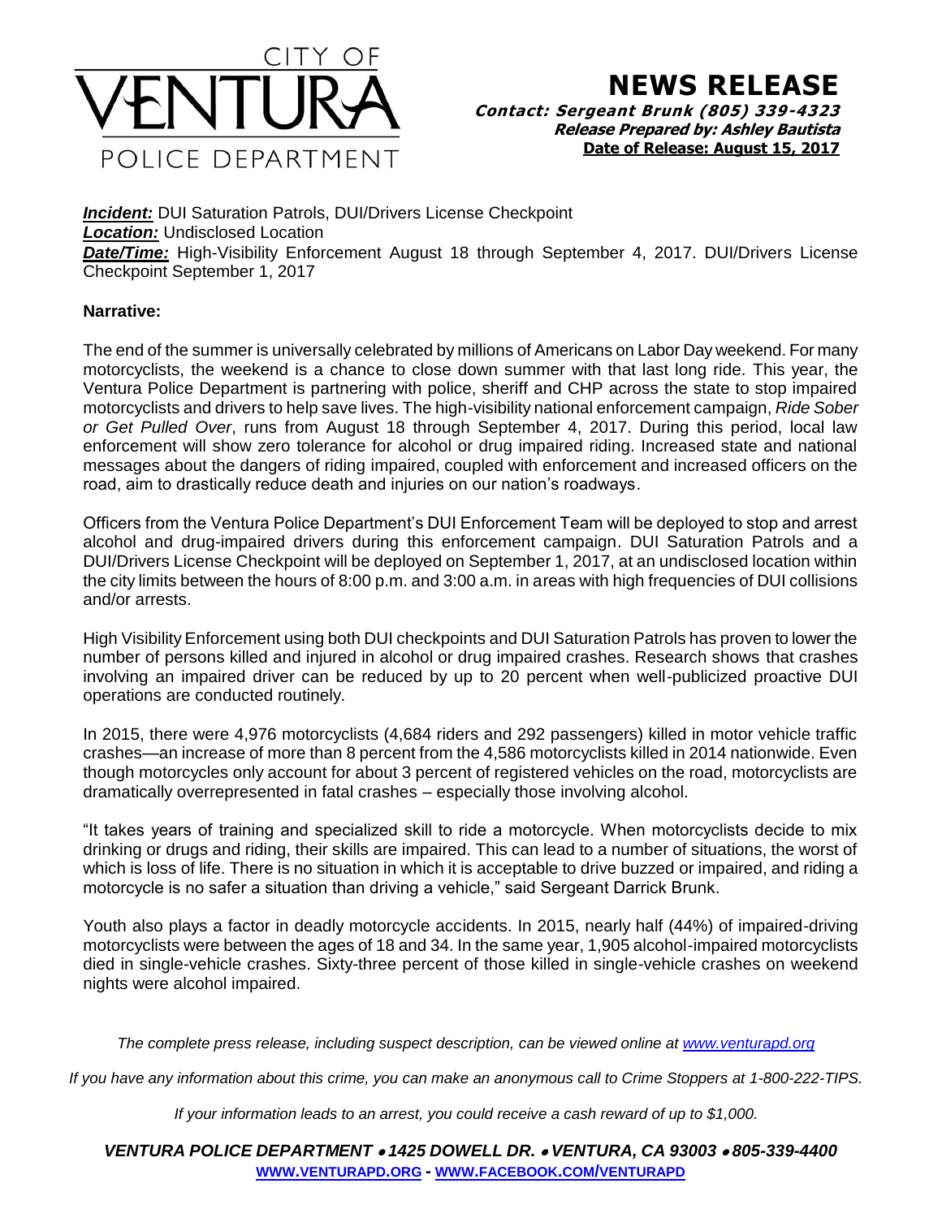CITY OF
VENTURA
POLICE DEPARTMENT

# NEWS RELEASE

***Contact: Sergeant Brunk (805) 339-4323***
***Release Prepared by: Ashley Bautista***
**Date of Release: August 15, 2017**

***Incident:*** DUI Saturation Patrols, DUI/Drivers License Checkpoint
***Location:*** Undisclosed Location
***Date/Time:*** High-Visibility Enforcement August 18 through September 4, 2017. DUI/Drivers License Checkpoint September 1, 2017

**Narrative:**

The end of the summer is universally celebrated by millions of Americans on Labor Day weekend. For many motorcyclists, the weekend is a chance to close down summer with that last long ride. This year, the Ventura Police Department is partnering with police, sheriff and CHP across the state to stop impaired motorcyclists and drivers to help save lives. The high-visibility national enforcement campaign, *Ride Sober or Get Pulled Over*, runs from August 18 through September 4, 2017. During this period, local law enforcement will show zero tolerance for alcohol or drug impaired riding. Increased state and national messages about the dangers of riding impaired, coupled with enforcement and increased officers on the road, aim to drastically reduce death and injuries on our nation's roadways.

Officers from the Ventura Police Department's DUI Enforcement Team will be deployed to stop and arrest alcohol and drug-impaired drivers during this enforcement campaign. DUI Saturation Patrols and a DUI/Drivers License Checkpoint will be deployed on September 1, 2017, at an undisclosed location within the city limits between the hours of 8:00 p.m. and 3:00 a.m. in areas with high frequencies of DUI collisions and/or arrests.

High Visibility Enforcement using both DUI checkpoints and DUI Saturation Patrols has proven to lower the number of persons killed and injured in alcohol or drug impaired crashes. Research shows that crashes involving an impaired driver can be reduced by up to 20 percent when well-publicized proactive DUI operations are conducted routinely.

In 2015, there were 4,976 motorcyclists (4,684 riders and 292 passengers) killed in motor vehicle traffic crashes—an increase of more than 8 percent from the 4,586 motorcyclists killed in 2014 nationwide. Even though motorcycles only account for about 3 percent of registered vehicles on the road, motorcyclists are dramatically overrepresented in fatal crashes – especially those involving alcohol.

"It takes years of training and specialized skill to ride a motorcycle. When motorcyclists decide to mix drinking or drugs and riding, their skills are impaired. This can lead to a number of situations, the worst of which is loss of life. There is no situation in which it is acceptable to drive buzzed or impaired, and riding a motorcycle is no safer a situation than driving a vehicle," said Sergeant Darrick Brunk.

Youth also plays a factor in deadly motorcycle accidents. In 2015, nearly half (44%) of impaired-driving motorcyclists were between the ages of 18 and 34. In the same year, 1,905 alcohol-impaired motorcyclists died in single-vehicle crashes. Sixty-three percent of those killed in single-vehicle crashes on weekend nights were alcohol impaired.

*The complete press release, including suspect description, can be viewed online at www.venturapd.org*

*If you have any information about this crime, you can make an anonymous call to Crime Stoppers at 1-800-222-TIPS.*

*If your information leads to an arrest, you could receive a cash reward of up to $1,000.*

***VENTURA POLICE DEPARTMENT • 1425 DOWELL DR. • VENTURA, CA 93003 • 805-339-4400***
**WWW.VENTURAPD.ORG - WWW.FACEBOOK.COM/VENTURAPD**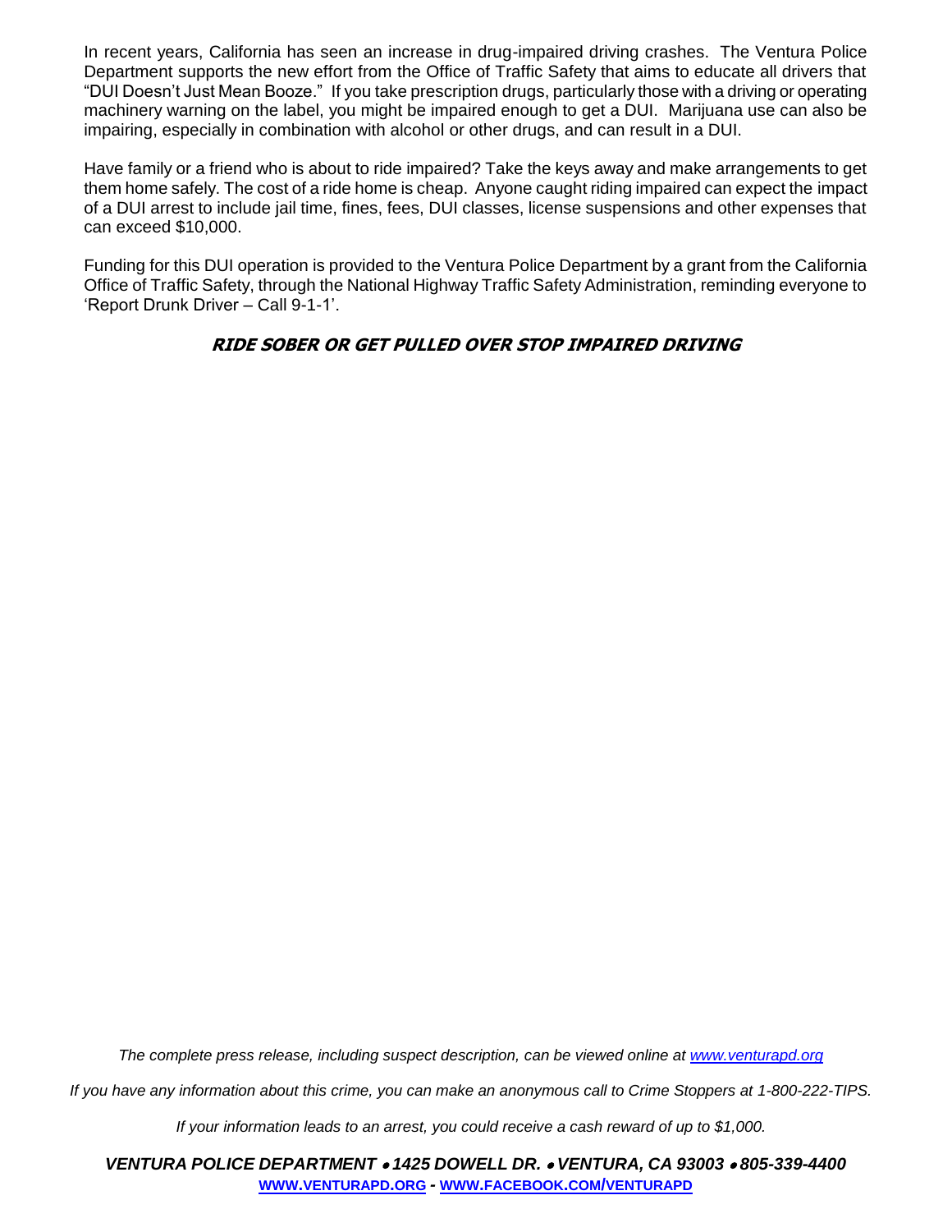In recent years, California has seen an increase in drug-impaired driving crashes. The Ventura Police Department supports the new effort from the Office of Traffic Safety that aims to educate all drivers that "DUI Doesn't Just Mean Booze." If you take prescription drugs, particularly those with a driving or operating machinery warning on the label, you might be impaired enough to get a DUI. Marijuana use can also be impairing, especially in combination with alcohol or other drugs, and can result in a DUI.

Have family or a friend who is about to ride impaired? Take the keys away and make arrangements to get them home safely. The cost of a ride home is cheap. Anyone caught riding impaired can expect the impact of a DUI arrest to include jail time, fines, fees, DUI classes, license suspensions and other expenses that can exceed $10,000.

Funding for this DUI operation is provided to the Ventura Police Department by a grant from the California Office of Traffic Safety, through the National Highway Traffic Safety Administration, reminding everyone to 'Report Drunk Driver – Call 9-1-1'.

***RIDE SOBER OR GET PULLED OVER STOP IMPAIRED DRIVING***

*The complete press release, including suspect description, can be viewed online at www.venturapd.org*

*If you have any information about this crime, you can make an anonymous call to Crime Stoppers at 1-800-222-TIPS.*

*If your information leads to an arrest, you could receive a cash reward of up to $1,000.*

***VENTURA POLICE DEPARTMENT • 1425 DOWELL DR. • VENTURA, CA 93003 • 805-339-4400***

**WWW.VENTURAPD.ORG - WWW.FACEBOOK.COM/VENTURAPD**